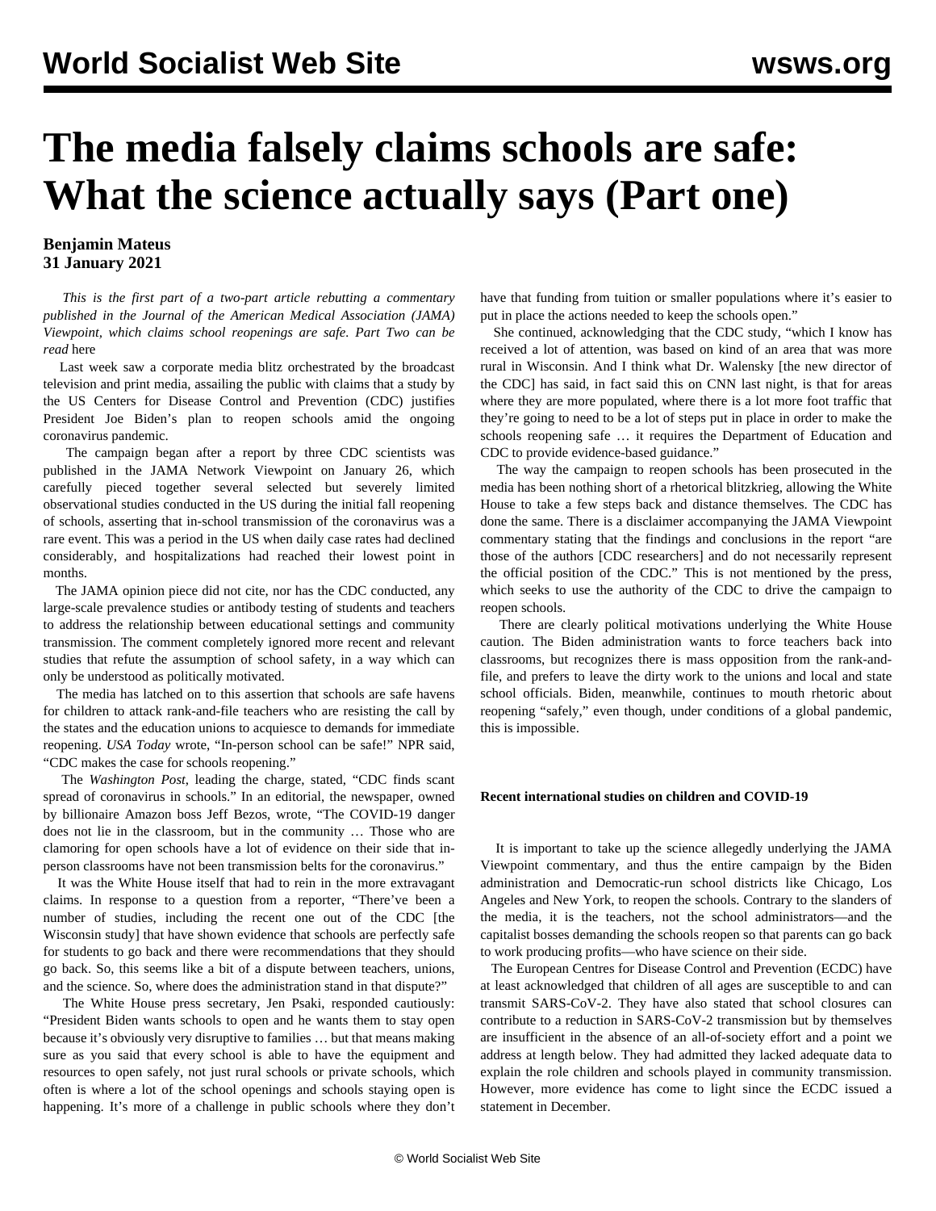# The media falsely claims schools are safe: What the science actually says (Part one)

**Benjamin Mateus**
**31 January 2021**

*This is the first part of a two-part article rebutting a commentary published in the Journal of the American Medical Association (JAMA) Viewpoint, which claims school reopenings are safe. Part Two can be read* here

Last week saw a corporate media blitz orchestrated by the broadcast television and print media, assailing the public with claims that a study by the US Centers for Disease Control and Prevention (CDC) justifies President Joe Biden's plan to reopen schools amid the ongoing coronavirus pandemic.

The campaign began after a report by three CDC scientists was published in the JAMA Network Viewpoint on January 26, which carefully pieced together several selected but severely limited observational studies conducted in the US during the initial fall reopening of schools, asserting that in-school transmission of the coronavirus was a rare event. This was a period in the US when daily case rates had declined considerably, and hospitalizations had reached their lowest point in months.

The JAMA opinion piece did not cite, nor has the CDC conducted, any large-scale prevalence studies or antibody testing of students and teachers to address the relationship between educational settings and community transmission. The comment completely ignored more recent and relevant studies that refute the assumption of school safety, in a way which can only be understood as politically motivated.

The media has latched on to this assertion that schools are safe havens for children to attack rank-and-file teachers who are resisting the call by the states and the education unions to acquiesce to demands for immediate reopening. *USA Today* wrote, "In-person school can be safe!" NPR said, "CDC makes the case for schools reopening."

The *Washington Post*, leading the charge, stated, "CDC finds scant spread of coronavirus in schools." In an editorial, the newspaper, owned by billionaire Amazon boss Jeff Bezos, wrote, "The COVID-19 danger does not lie in the classroom, but in the community … Those who are clamoring for open schools have a lot of evidence on their side that in-person classrooms have not been transmission belts for the coronavirus."

It was the White House itself that had to rein in the more extravagant claims. In response to a question from a reporter, "There've been a number of studies, including the recent one out of the CDC [the Wisconsin study] that have shown evidence that schools are perfectly safe for students to go back and there were recommendations that they should go back. So, this seems like a bit of a dispute between teachers, unions, and the science. So, where does the administration stand in that dispute?"

The White House press secretary, Jen Psaki, responded cautiously: "President Biden wants schools to open and he wants them to stay open because it's obviously very disruptive to families … but that means making sure as you said that every school is able to have the equipment and resources to open safely, not just rural schools or private schools, which often is where a lot of the school openings and schools staying open is happening. It's more of a challenge in public schools where they don't have that funding from tuition or smaller populations where it's easier to put in place the actions needed to keep the schools open."

She continued, acknowledging that the CDC study, "which I know has received a lot of attention, was based on kind of an area that was more rural in Wisconsin. And I think what Dr. Walensky [the new director of the CDC] has said, in fact said this on CNN last night, is that for areas where they are more populated, where there is a lot more foot traffic that they're going to need to be a lot of steps put in place in order to make the schools reopening safe … it requires the Department of Education and CDC to provide evidence-based guidance."

The way the campaign to reopen schools has been prosecuted in the media has been nothing short of a rhetorical blitzkrieg, allowing the White House to take a few steps back and distance themselves. The CDC has done the same. There is a disclaimer accompanying the JAMA Viewpoint commentary stating that the findings and conclusions in the report "are those of the authors [CDC researchers] and do not necessarily represent the official position of the CDC." This is not mentioned by the press, which seeks to use the authority of the CDC to drive the campaign to reopen schools.

There are clearly political motivations underlying the White House caution. The Biden administration wants to force teachers back into classrooms, but recognizes there is mass opposition from the rank-and-file, and prefers to leave the dirty work to the unions and local and state school officials. Biden, meanwhile, continues to mouth rhetoric about reopening "safely," even though, under conditions of a global pandemic, this is impossible.

**Recent international studies on children and COVID-19**

It is important to take up the science allegedly underlying the JAMA Viewpoint commentary, and thus the entire campaign by the Biden administration and Democratic-run school districts like Chicago, Los Angeles and New York, to reopen the schools. Contrary to the slanders of the media, it is the teachers, not the school administrators—and the capitalist bosses demanding the schools reopen so that parents can go back to work producing profits—who have science on their side.

The European Centres for Disease Control and Prevention (ECDC) have at least acknowledged that children of all ages are susceptible to and can transmit SARS-CoV-2. They have also stated that school closures can contribute to a reduction in SARS-CoV-2 transmission but by themselves are insufficient in the absence of an all-of-society effort and a point we address at length below. They had admitted they lacked adequate data to explain the role children and schools played in community transmission. However, more evidence has come to light since the ECDC issued a statement in December.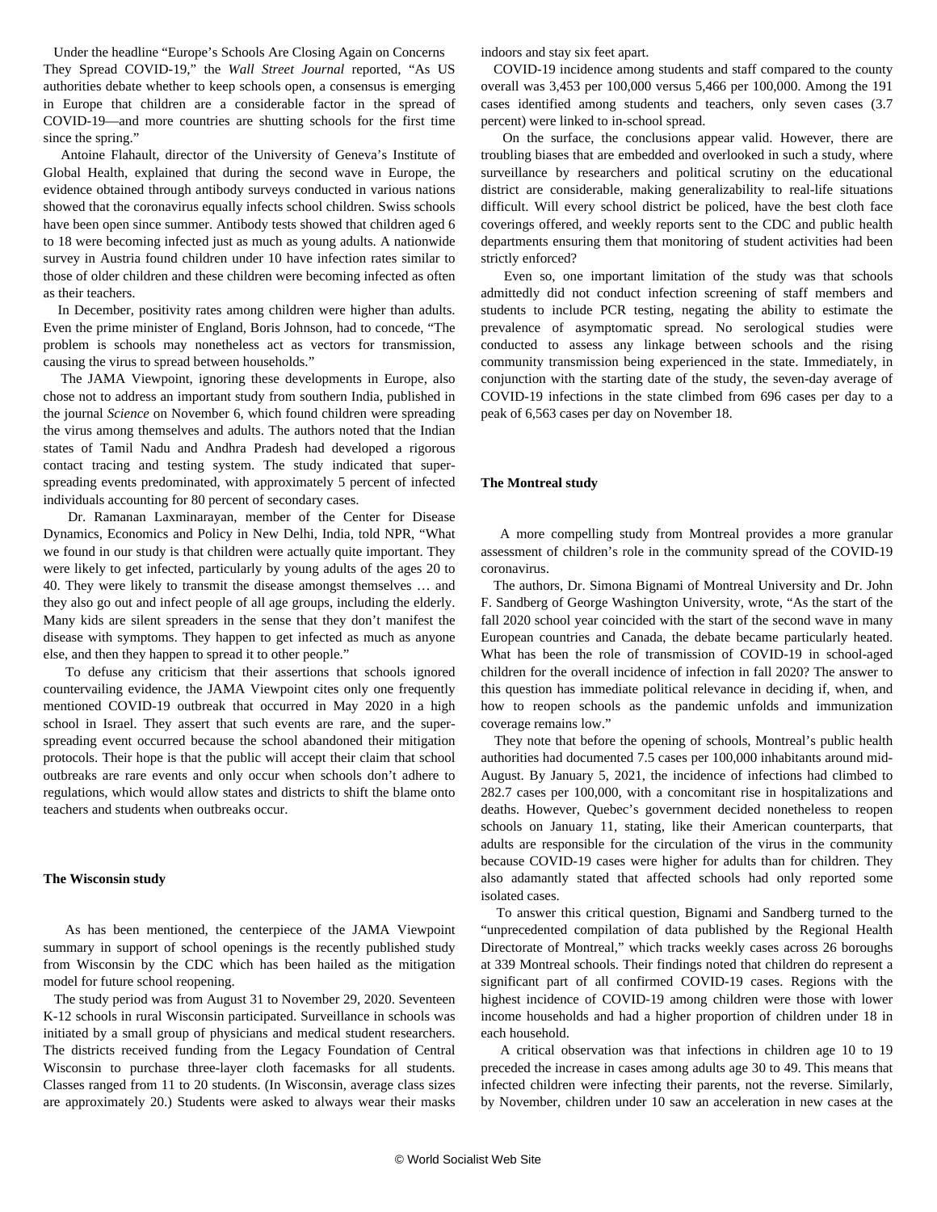Under the headline "Europe's Schools Are Closing Again on Concerns They Spread COVID-19," the *Wall Street Journal* reported, "As US authorities debate whether to keep schools open, a consensus is emerging in Europe that children are a considerable factor in the spread of COVID-19—and more countries are shutting schools for the first time since the spring."

Antoine Flahault, director of the University of Geneva's Institute of Global Health, explained that during the second wave in Europe, the evidence obtained through antibody surveys conducted in various nations showed that the coronavirus equally infects school children. Swiss schools have been open since summer. Antibody tests showed that children aged 6 to 18 were becoming infected just as much as young adults. A nationwide survey in Austria found children under 10 have infection rates similar to those of older children and these children were becoming infected as often as their teachers.

In December, positivity rates among children were higher than adults. Even the prime minister of England, Boris Johnson, had to concede, "The problem is schools may nonetheless act as vectors for transmission, causing the virus to spread between households."

The JAMA Viewpoint, ignoring these developments in Europe, also chose not to address an important study from southern India, published in the journal *Science* on November 6, which found children were spreading the virus among themselves and adults. The authors noted that the Indian states of Tamil Nadu and Andhra Pradesh had developed a rigorous contact tracing and testing system. The study indicated that super-spreading events predominated, with approximately 5 percent of infected individuals accounting for 80 percent of secondary cases.

Dr. Ramanan Laxminarayan, member of the Center for Disease Dynamics, Economics and Policy in New Delhi, India, told NPR, "What we found in our study is that children were actually quite important. They were likely to get infected, particularly by young adults of the ages 20 to 40. They were likely to transmit the disease amongst themselves … and they also go out and infect people of all age groups, including the elderly. Many kids are silent spreaders in the sense that they don't manifest the disease with symptoms. They happen to get infected as much as anyone else, and then they happen to spread it to other people."

To defuse any criticism that their assertions that schools ignored countervailing evidence, the JAMA Viewpoint cites only one frequently mentioned COVID-19 outbreak that occurred in May 2020 in a high school in Israel. They assert that such events are rare, and the super-spreading event occurred because the school abandoned their mitigation protocols. Their hope is that the public will accept their claim that school outbreaks are rare events and only occur when schools don't adhere to regulations, which would allow states and districts to shift the blame onto teachers and students when outbreaks occur.

**The Wisconsin study**

As has been mentioned, the centerpiece of the JAMA Viewpoint summary in support of school openings is the recently published study from Wisconsin by the CDC which has been hailed as the mitigation model for future school reopening.

The study period was from August 31 to November 29, 2020. Seventeen K-12 schools in rural Wisconsin participated. Surveillance in schools was initiated by a small group of physicians and medical student researchers. The districts received funding from the Legacy Foundation of Central Wisconsin to purchase three-layer cloth facemasks for all students. Classes ranged from 11 to 20 students. (In Wisconsin, average class sizes are approximately 20.) Students were asked to always wear their masks indoors and stay six feet apart.

COVID-19 incidence among students and staff compared to the county overall was 3,453 per 100,000 versus 5,466 per 100,000. Among the 191 cases identified among students and teachers, only seven cases (3.7 percent) were linked to in-school spread.

On the surface, the conclusions appear valid. However, there are troubling biases that are embedded and overlooked in such a study, where surveillance by researchers and political scrutiny on the educational district are considerable, making generalizability to real-life situations difficult. Will every school district be policed, have the best cloth face coverings offered, and weekly reports sent to the CDC and public health departments ensuring them that monitoring of student activities had been strictly enforced?

Even so, one important limitation of the study was that schools admittedly did not conduct infection screening of staff members and students to include PCR testing, negating the ability to estimate the prevalence of asymptomatic spread. No serological studies were conducted to assess any linkage between schools and the rising community transmission being experienced in the state. Immediately, in conjunction with the starting date of the study, the seven-day average of COVID-19 infections in the state climbed from 696 cases per day to a peak of 6,563 cases per day on November 18.

**The Montreal study**

A more compelling study from Montreal provides a more granular assessment of children's role in the community spread of the COVID-19 coronavirus.

The authors, Dr. Simona Bignami of Montreal University and Dr. John F. Sandberg of George Washington University, wrote, "As the start of the fall 2020 school year coincided with the start of the second wave in many European countries and Canada, the debate became particularly heated. What has been the role of transmission of COVID-19 in school-aged children for the overall incidence of infection in fall 2020? The answer to this question has immediate political relevance in deciding if, when, and how to reopen schools as the pandemic unfolds and immunization coverage remains low."

They note that before the opening of schools, Montreal's public health authorities had documented 7.5 cases per 100,000 inhabitants around mid-August. By January 5, 2021, the incidence of infections had climbed to 282.7 cases per 100,000, with a concomitant rise in hospitalizations and deaths. However, Quebec's government decided nonetheless to reopen schools on January 11, stating, like their American counterparts, that adults are responsible for the circulation of the virus in the community because COVID-19 cases were higher for adults than for children. They also adamantly stated that affected schools had only reported some isolated cases.

To answer this critical question, Bignami and Sandberg turned to the "unprecedented compilation of data published by the Regional Health Directorate of Montreal," which tracks weekly cases across 26 boroughs at 339 Montreal schools. Their findings noted that children do represent a significant part of all confirmed COVID-19 cases. Regions with the highest incidence of COVID-19 among children were those with lower income households and had a higher proportion of children under 18 in each household.

A critical observation was that infections in children age 10 to 19 preceded the increase in cases among adults age 30 to 49. This means that infected children were infecting their parents, not the reverse. Similarly, by November, children under 10 saw an acceleration in new cases at the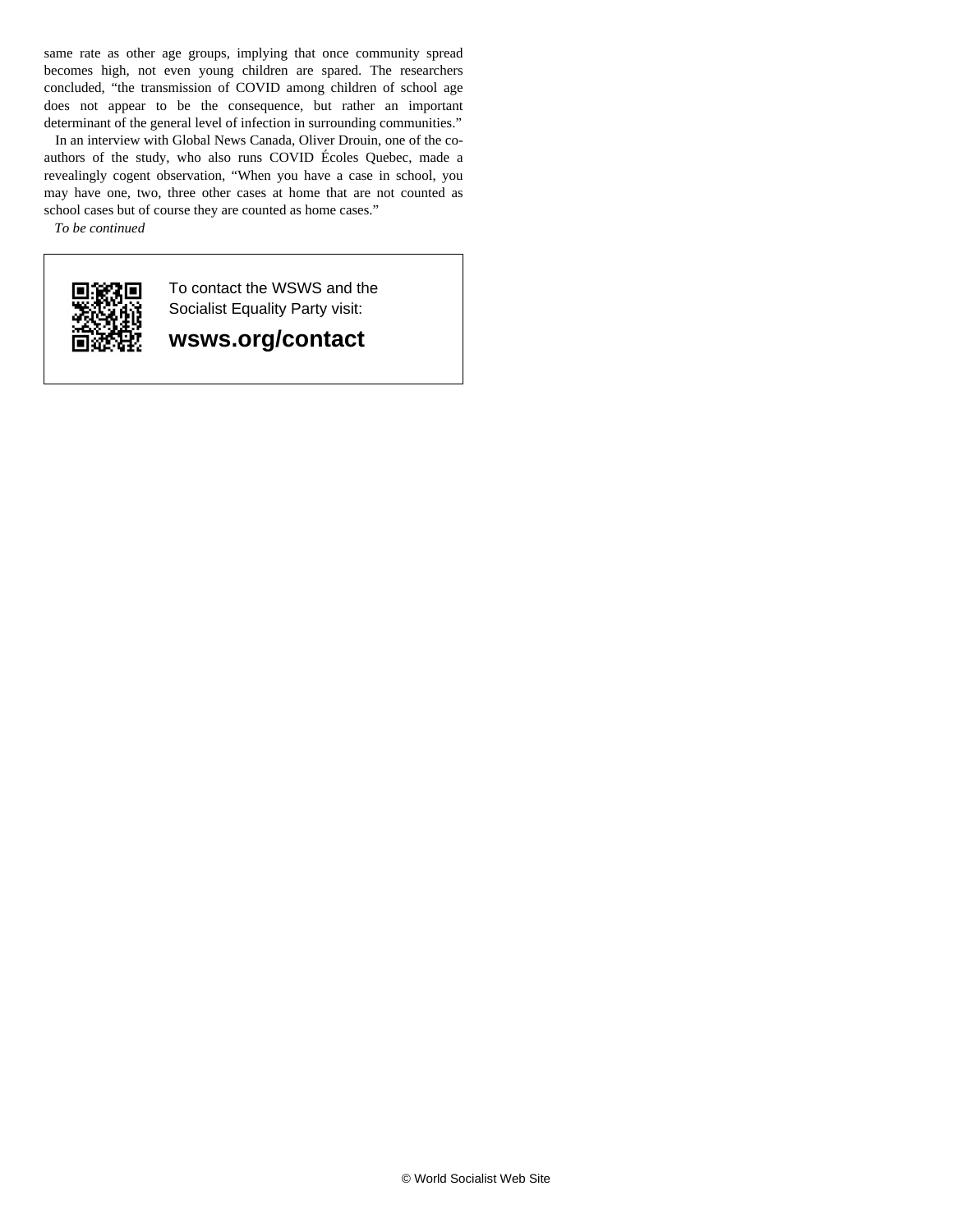same rate as other age groups, implying that once community spread becomes high, not even young children are spared. The researchers concluded, "the transmission of COVID among children of school age does not appear to be the consequence, but rather an important determinant of the general level of infection in surrounding communities."

In an interview with Global News Canada, Oliver Drouin, one of the co-authors of the study, who also runs COVID Écoles Quebec, made a revealingly cogent observation, "When you have a case in school, you may have one, two, three other cases at home that are not counted as school cases but of course they are counted as home cases."

*To be continued*

To contact the WSWS and the Socialist Equality Party visit:

**wsws.org/contact**